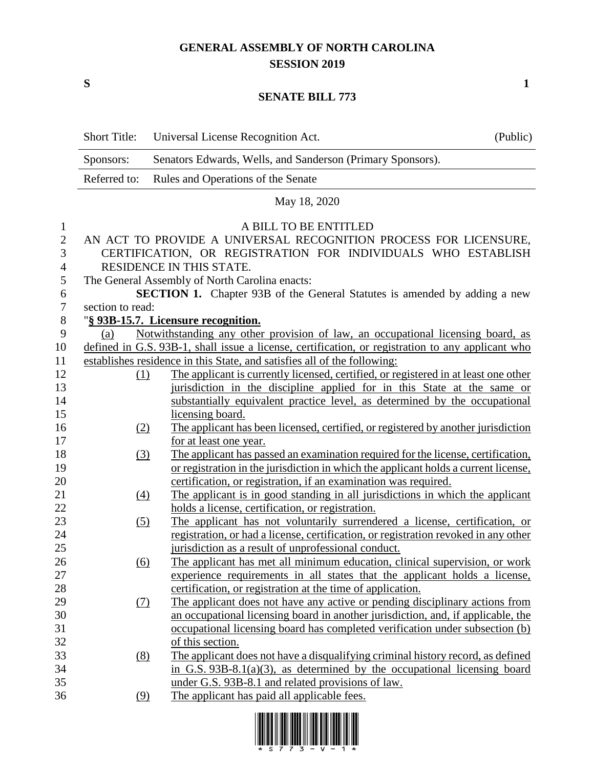# GENERAL ASSEMBLY OF NORTH CAROLINA
## SESSION 2019

**S** **1**

## SENATE BILL 773

| Short Title: | Universal License Recognition Act. | (Public) |
|---|---|---|
| Sponsors: | Senators Edwards, Wells, and Sanderson (Primary Sponsors). | |
| Referred to: | Rules and Operations of the Senate | |

May 18, 2020

A BILL TO BE ENTITLED

AN ACT TO PROVIDE A UNIVERSAL RECOGNITION PROCESS FOR LICENSURE, CERTIFICATION, OR REGISTRATION FOR INDIVIDUALS WHO ESTABLISH RESIDENCE IN THIS STATE.

The General Assembly of North Carolina enacts:

**SECTION 1.** Chapter 93B of the General Statutes is amended by adding a new section to read:

"**§ 93B-15.7. Licensure recognition.**

(a) Notwithstanding any other provision of law, an occupational licensing board, as defined in G.S. 93B-1, shall issue a license, certification, or registration to any applicant who establishes residence in this State, and satisfies all of the following:

(1) The applicant is currently licensed, certified, or registered in at least one other jurisdiction in the discipline applied for in this State at the same or substantially equivalent practice level, as determined by the occupational licensing board.

(2) The applicant has been licensed, certified, or registered by another jurisdiction for at least one year.

(3) The applicant has passed an examination required for the license, certification, or registration in the jurisdiction in which the applicant holds a current license, certification, or registration, if an examination was required.

(4) The applicant is in good standing in all jurisdictions in which the applicant holds a license, certification, or registration.

(5) The applicant has not voluntarily surrendered a license, certification, or registration, or had a license, certification, or registration revoked in any other jurisdiction as a result of unprofessional conduct.

(6) The applicant has met all minimum education, clinical supervision, or work experience requirements in all states that the applicant holds a license, certification, or registration at the time of application.

(7) The applicant does not have any active or pending disciplinary actions from an occupational licensing board in another jurisdiction, and, if applicable, the occupational licensing board has completed verification under subsection (b) of this section.

(8) The applicant does not have a disqualifying criminal history record, as defined in G.S. 93B-8.1(a)(3), as determined by the occupational licensing board under G.S. 93B-8.1 and related provisions of law.

(9) The applicant has paid all applicable fees.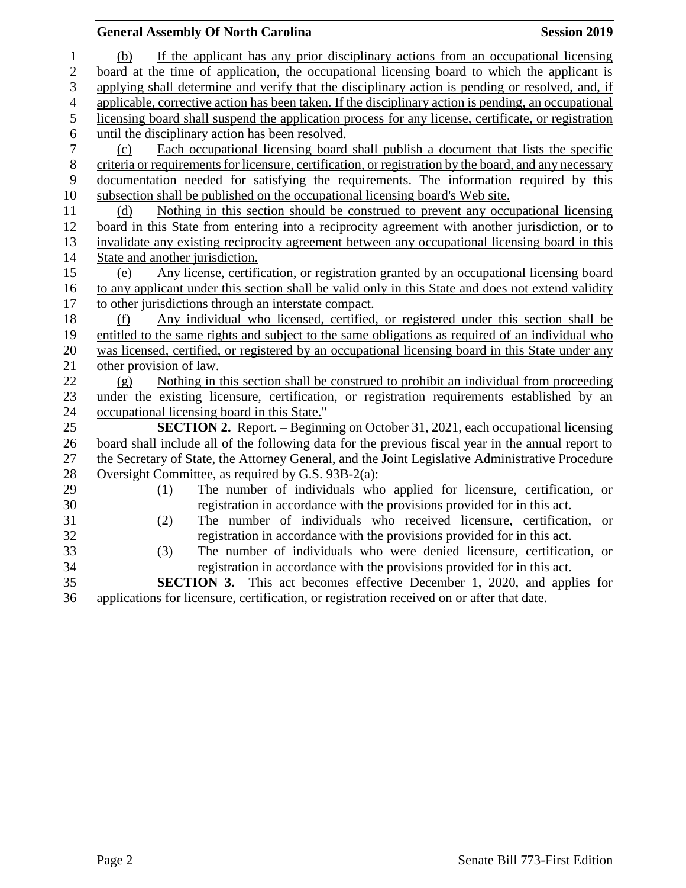(b) If the applicant has any prior disciplinary actions from an occupational licensing board at the time of application, the occupational licensing board to which the applicant is applying shall determine and verify that the disciplinary action is pending or resolved, and, if applicable, corrective action has been taken. If the disciplinary action is pending, an occupational licensing board shall suspend the application process for any license, certificate, or registration until the disciplinary action has been resolved.

(c) Each occupational licensing board shall publish a document that lists the specific criteria or requirements for licensure, certification, or registration by the board, and any necessary documentation needed for satisfying the requirements. The information required by this subsection shall be published on the occupational licensing board's Web site.

(d) Nothing in this section should be construed to prevent any occupational licensing board in this State from entering into a reciprocity agreement with another jurisdiction, or to invalidate any existing reciprocity agreement between any occupational licensing board in this State and another jurisdiction.

(e) Any license, certification, or registration granted by an occupational licensing board to any applicant under this section shall be valid only in this State and does not extend validity to other jurisdictions through an interstate compact.

(f) Any individual who licensed, certified, or registered under this section shall be entitled to the same rights and subject to the same obligations as required of an individual who was licensed, certified, or registered by an occupational licensing board in this State under any other provision of law.

(g) Nothing in this section shall be construed to prohibit an individual from proceeding under the existing licensure, certification, or registration requirements established by an occupational licensing board in this State."

**SECTION 2.** Report. – Beginning on October 31, 2021, each occupational licensing board shall include all of the following data for the previous fiscal year in the annual report to the Secretary of State, the Attorney General, and the Joint Legislative Administrative Procedure Oversight Committee, as required by G.S. 93B-2(a):

(1) The number of individuals who applied for licensure, certification, or registration in accordance with the provisions provided for in this act.

(2) The number of individuals who received licensure, certification, or registration in accordance with the provisions provided for in this act.

(3) The number of individuals who were denied licensure, certification, or registration in accordance with the provisions provided for in this act.

**SECTION 3.** This act becomes effective December 1, 2020, and applies for applications for licensure, certification, or registration received on or after that date.